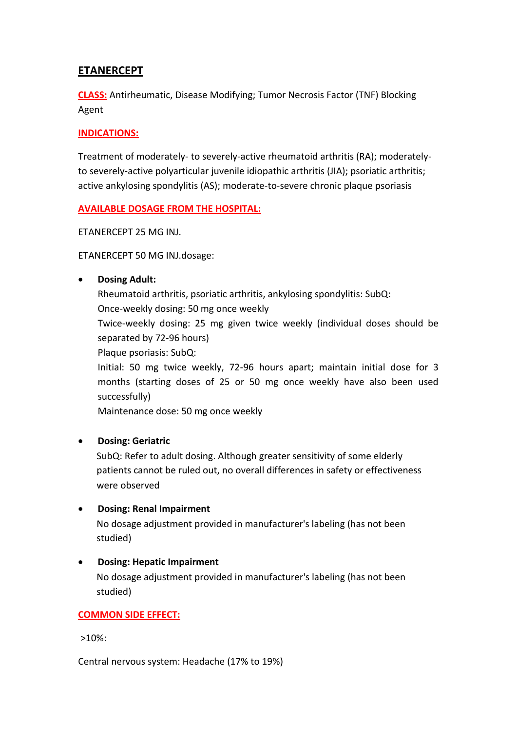## ETANERCEPT

**CLASS:** Antirheumatic, Disease Modifying; Tumor Necrosis Factor (TNF) Blocking Agent

**INDICATIONS:**

Treatment of moderately- to severely-active rheumatoid arthritis (RA); moderately- to severely-active polyarticular juvenile idiopathic arthritis (JIA); psoriatic arthritis; active ankylosing spondylitis (AS); moderate-to-severe chronic plaque psoriasis

**AVAILABLE DOSAGE FROM THE HOSPITAL:**

ETANERCEPT 25 MG INJ.

ETANERCEPT 50 MG INJ.dosage:

- **Dosing Adult:**
  Rheumatoid arthritis, psoriatic arthritis, ankylosing spondylitis: SubQ:
  Once-weekly dosing: 50 mg once weekly
  Twice-weekly dosing: 25 mg given twice weekly (individual doses should be separated by 72-96 hours)
  Plaque psoriasis: SubQ:
  Initial: 50 mg twice weekly, 72-96 hours apart; maintain initial dose for 3 months (starting doses of 25 or 50 mg once weekly have also been used successfully)
  Maintenance dose: 50 mg once weekly

- **Dosing: Geriatric**
  SubQ: Refer to adult dosing. Although greater sensitivity of some elderly patients cannot be ruled out, no overall differences in safety or effectiveness were observed

- **Dosing: Renal Impairment**
  No dosage adjustment provided in manufacturer's labeling (has not been studied)

- **Dosing: Hepatic Impairment**
  No dosage adjustment provided in manufacturer's labeling (has not been studied)

**COMMON SIDE EFFECT:**

>10%:

Central nervous system: Headache (17% to 19%)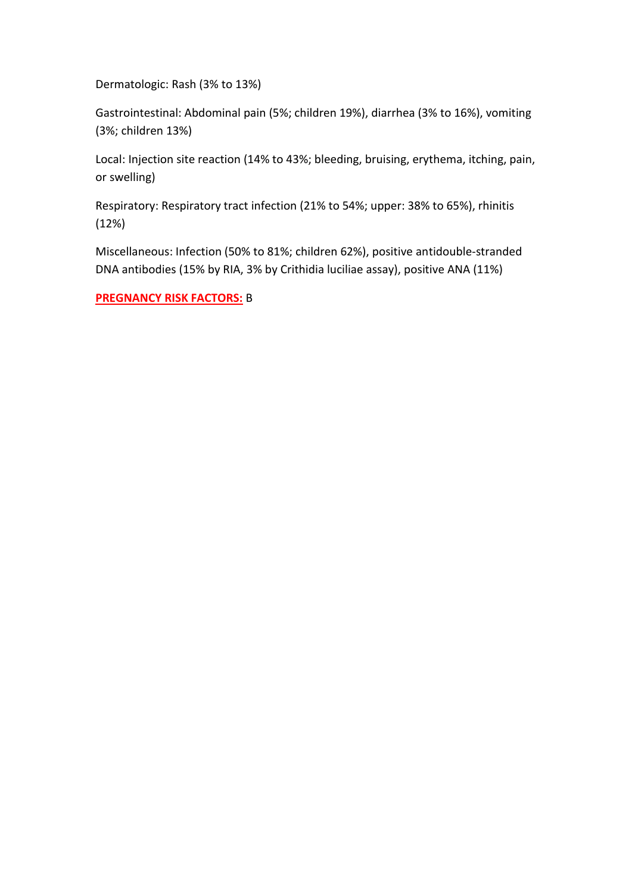Dermatologic: Rash (3% to 13%)

Gastrointestinal: Abdominal pain (5%; children 19%), diarrhea (3% to 16%), vomiting (3%; children 13%)

Local: Injection site reaction (14% to 43%; bleeding, bruising, erythema, itching, pain, or swelling)

Respiratory: Respiratory tract infection (21% to 54%; upper: 38% to 65%), rhinitis (12%)

Miscellaneous: Infection (50% to 81%; children 62%), positive antidouble-stranded DNA antibodies (15% by RIA, 3% by Crithidia luciliae assay), positive ANA (11%)

**PREGNANCY RISK FACTORS:** B